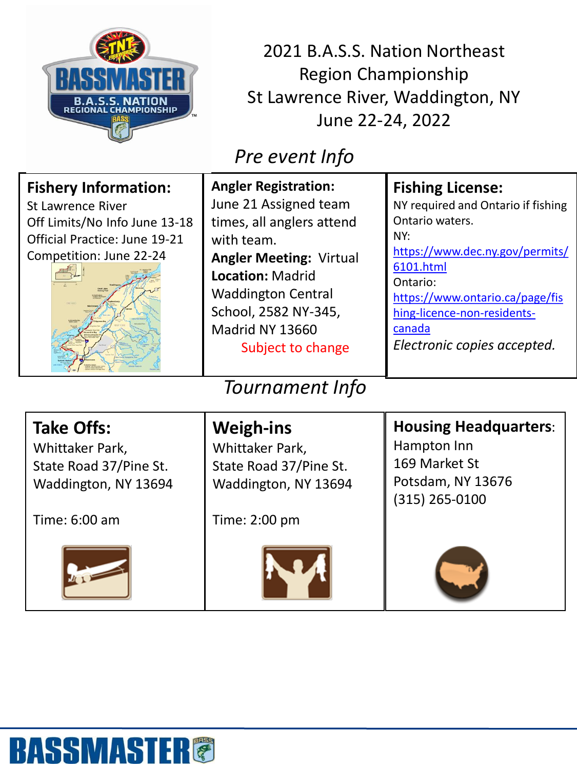# 2021 B.A.S.S. Nation Northeast Region Championship
## St Lawrence River, Waddington, NY
## June 22-24, 2022

## *Pre event Info*

### Fishery Information:
St Lawrence River
Off Limits/No Info June 13-18
Official Practice: June 19-21
Competition: June 22-24

### Angler Registration:
June 21 Assigned team times, all anglers attend with team.

**Angler Meeting:** Virtual

**Location:** Madrid Waddington Central School, 2582 NY-345, Madrid NY 13660

Subject to change

### Fishing License:
NY required and Ontario if fishing Ontario waters.

NY:
https://www.dec.ny.gov/permits/6101.html

Ontario:
https://www.ontario.ca/page/fishing-licence-non-residents-canada

*Electronic copies accepted.*

## *Tournament Info*

### Take Offs:
Whittaker Park,
State Road 37/Pine St.
Waddington, NY 13694

Time: 6:00 am

### Weigh-ins
Whittaker Park,
State Road 37/Pine St.
Waddington, NY 13694

Time: 2:00 pm

### Housing Headquarters:
Hampton Inn
169 Market St
Potsdam, NY 13676
(315) 265-0100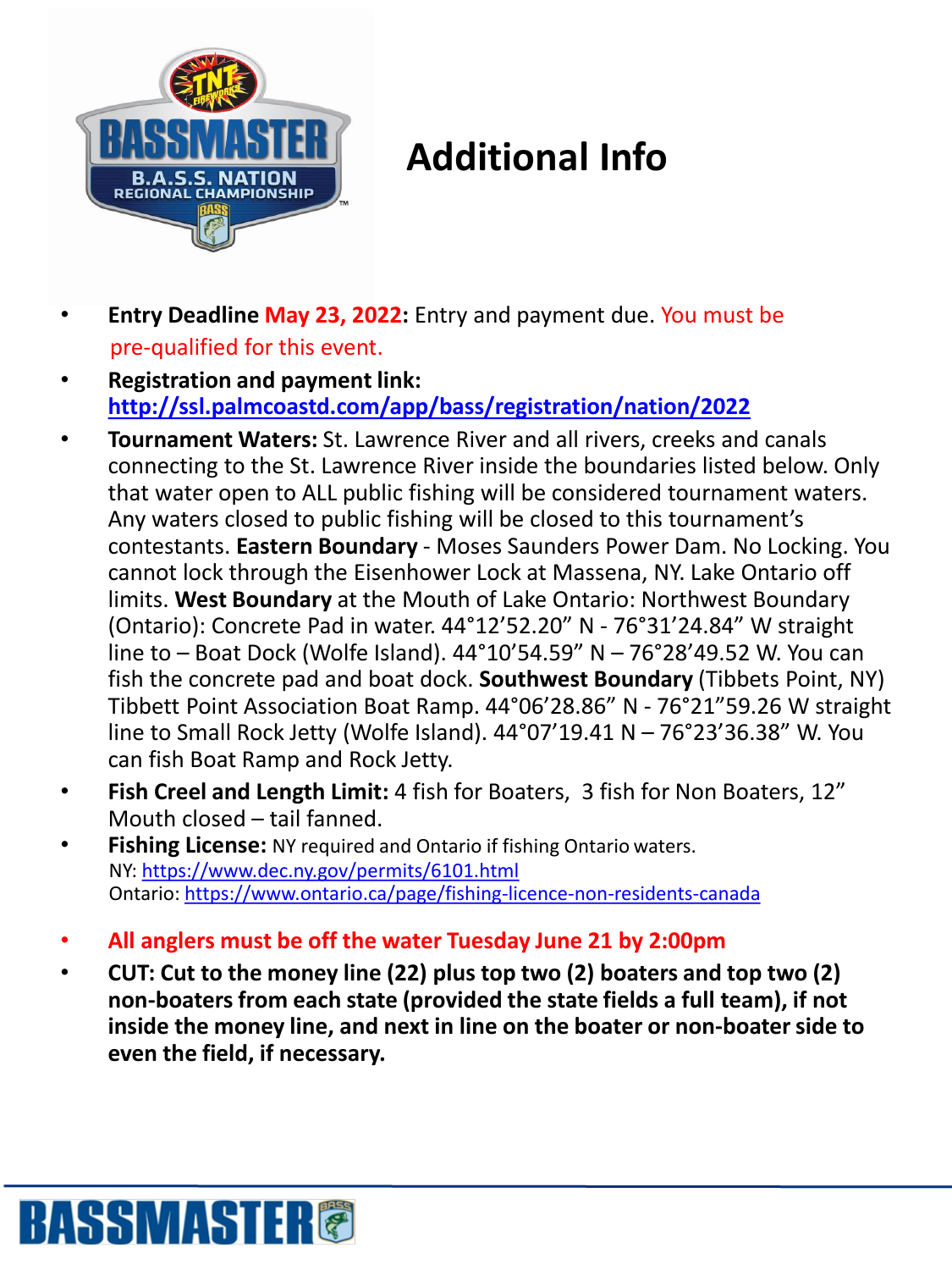# Additional Info

- **Entry Deadline May 23, 2022:** Entry and payment due. You must be pre-qualified for this event.
- **Registration and payment link:** [http://ssl.palmcoastd.com/app/bass/registration/nation/2022](http://ssl.palmcoastd.com/app/bass/registration/nation/2022)
- **Tournament Waters:** St. Lawrence River and all rivers, creeks and canals connecting to the St. Lawrence River inside the boundaries listed below. Only that water open to ALL public fishing will be considered tournament waters. Any waters closed to public fishing will be closed to this tournament's contestants. **Eastern Boundary** - Moses Saunders Power Dam. No Locking. You cannot lock through the Eisenhower Lock at Massena, NY. Lake Ontario off limits. **West Boundary** at the Mouth of Lake Ontario: Northwest Boundary (Ontario): Concrete Pad in water. 44°12'52.20" N - 76°31'24.84" W straight line to – Boat Dock (Wolfe Island). 44°10'54.59" N – 76°28'49.52 W. You can fish the concrete pad and boat dock. **Southwest Boundary** (Tibbets Point, NY) Tibbett Point Association Boat Ramp. 44°06'28.86" N - 76°21"59.26 W straight line to Small Rock Jetty (Wolfe Island). 44°07'19.41 N – 76°23'36.38" W. You can fish Boat Ramp and Rock Jetty.
- **Fish Creel and Length Limit:** 4 fish for Boaters, 3 fish for Non Boaters, 12" Mouth closed – tail fanned.
- **Fishing License:** NY required and Ontario if fishing Ontario waters.
  NY: [https://www.dec.ny.gov/permits/6101.html](https://www.dec.ny.gov/permits/6101.html)
  Ontario: [https://www.ontario.ca/page/fishing-licence-non-residents-canada](https://www.ontario.ca/page/fishing-licence-non-residents-canada)
- **All anglers must be off the water Tuesday June 21 by 2:00pm**
- **CUT: Cut to the money line (22) plus top two (2) boaters and top two (2) non-boaters from each state (provided the state fields a full team), if not inside the money line, and next in line on the boater or non-boater side to even the field, if necessary.**